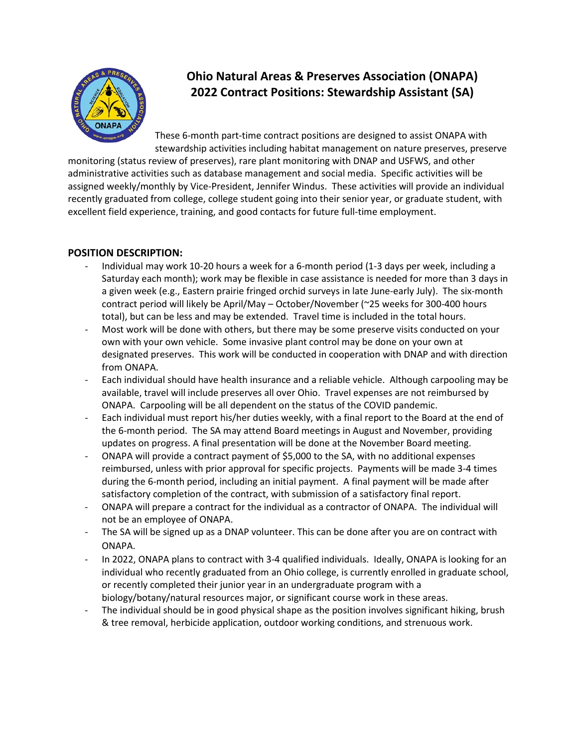# Ohio Natural Areas & Preserves Association (ONAPA)
# 2022 Contract Positions: Stewardship Assistant (SA)

These 6-month part-time contract positions are designed to assist ONAPA with stewardship activities including habitat management on nature preserves, preserve monitoring (status review of preserves), rare plant monitoring with DNAP and USFWS, and other administrative activities such as database management and social media. Specific activities will be assigned weekly/monthly by Vice-President, Jennifer Windus. These activities will provide an individual recently graduated from college, college student going into their senior year, or graduate student, with excellent field experience, training, and good contacts for future full-time employment.

## POSITION DESCRIPTION:

- Individual may work 10-20 hours a week for a 6-month period (1-3 days per week, including a Saturday each month); work may be flexible in case assistance is needed for more than 3 days in a given week (e.g., Eastern prairie fringed orchid surveys in late June-early July). The six-month contract period will likely be April/May – October/November (~25 weeks for 300-400 hours total), but can be less and may be extended. Travel time is included in the total hours.
- Most work will be done with others, but there may be some preserve visits conducted on your own with your own vehicle. Some invasive plant control may be done on your own at designated preserves. This work will be conducted in cooperation with DNAP and with direction from ONAPA.
- Each individual should have health insurance and a reliable vehicle. Although carpooling may be available, travel will include preserves all over Ohio. Travel expenses are not reimbursed by ONAPA. Carpooling will be all dependent on the status of the COVID pandemic.
- Each individual must report his/her duties weekly, with a final report to the Board at the end of the 6-month period. The SA may attend Board meetings in August and November, providing updates on progress. A final presentation will be done at the November Board meeting.
- ONAPA will provide a contract payment of $5,000 to the SA, with no additional expenses reimbursed, unless with prior approval for specific projects. Payments will be made 3-4 times during the 6-month period, including an initial payment. A final payment will be made after satisfactory completion of the contract, with submission of a satisfactory final report.
- ONAPA will prepare a contract for the individual as a contractor of ONAPA. The individual will not be an employee of ONAPA.
- The SA will be signed up as a DNAP volunteer. This can be done after you are on contract with ONAPA.
- In 2022, ONAPA plans to contract with 3-4 qualified individuals. Ideally, ONAPA is looking for an individual who recently graduated from an Ohio college, is currently enrolled in graduate school, or recently completed their junior year in an undergraduate program with a biology/botany/natural resources major, or significant course work in these areas.
- The individual should be in good physical shape as the position involves significant hiking, brush & tree removal, herbicide application, outdoor working conditions, and strenuous work.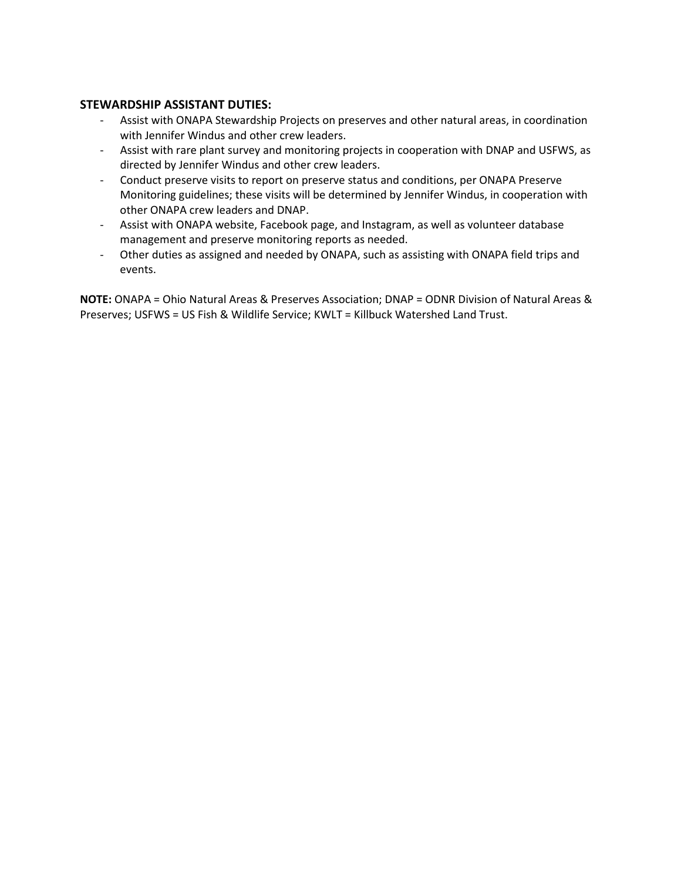**STEWARDSHIP ASSISTANT DUTIES:**

- Assist with ONAPA Stewardship Projects on preserves and other natural areas, in coordination with Jennifer Windus and other crew leaders.
- Assist with rare plant survey and monitoring projects in cooperation with DNAP and USFWS, as directed by Jennifer Windus and other crew leaders.
- Conduct preserve visits to report on preserve status and conditions, per ONAPA Preserve Monitoring guidelines; these visits will be determined by Jennifer Windus, in cooperation with other ONAPA crew leaders and DNAP.
- Assist with ONAPA website, Facebook page, and Instagram, as well as volunteer database management and preserve monitoring reports as needed.
- Other duties as assigned and needed by ONAPA, such as assisting with ONAPA field trips and events.

**NOTE:** ONAPA = Ohio Natural Areas & Preserves Association; DNAP = ODNR Division of Natural Areas & Preserves; USFWS = US Fish & Wildlife Service; KWLT = Killbuck Watershed Land Trust.